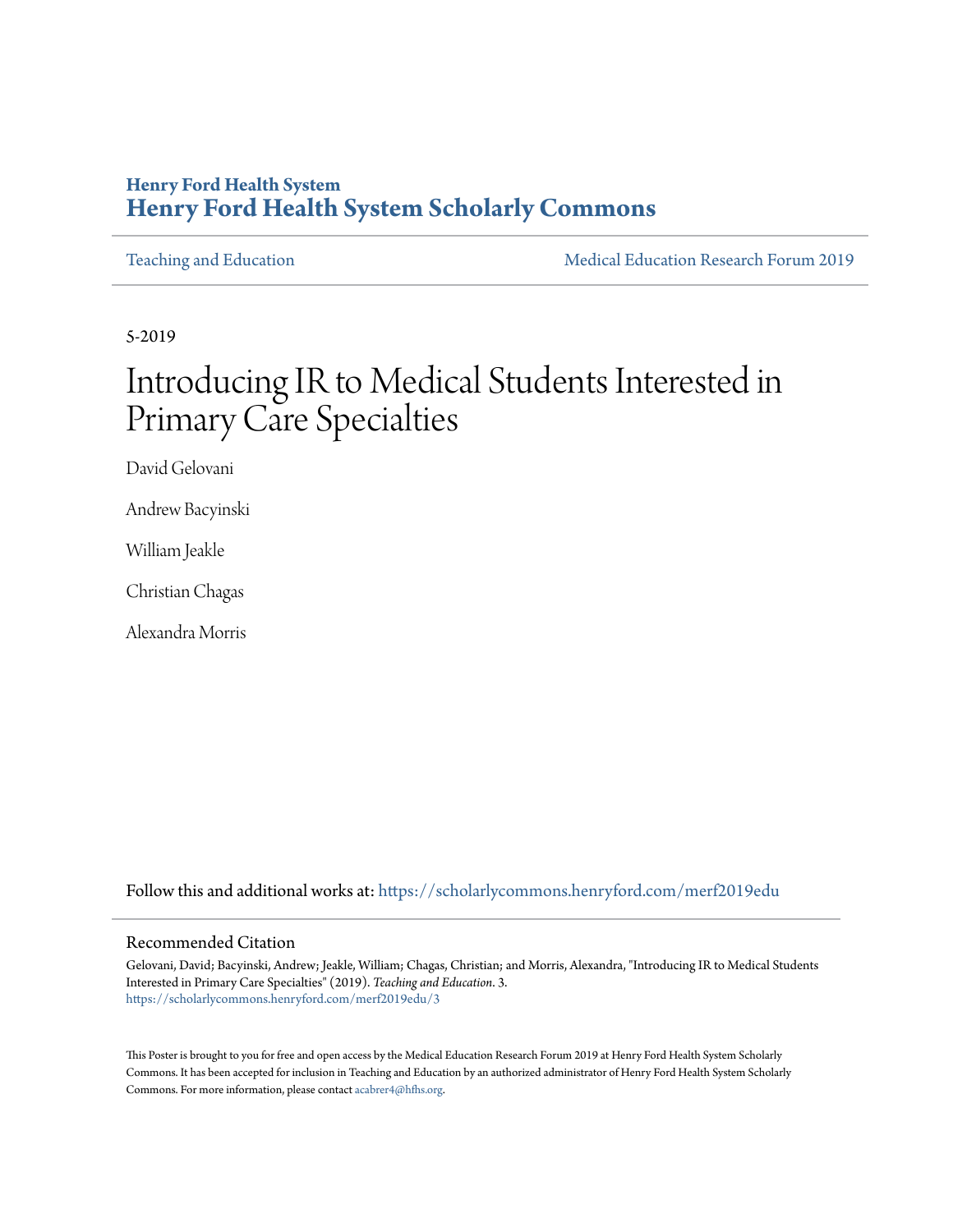**Henry Ford Health System**
**[Henry Ford Health System Scholarly Commons](https://scholarlycommons.henryford.com)**

Teaching and Education | Medical Education Research Forum 2019

5-2019

# Introducing IR to Medical Students Interested in Primary Care Specialties

David Gelovani

Andrew Bacyinski

William Jeakle

Christian Chagas

Alexandra Morris

Follow this and additional works at: https://scholarlycommons.henryford.com/merf2019edu

## Recommended Citation

Gelovani, David; Bacyinski, Andrew; Jeakle, William; Chagas, Christian; and Morris, Alexandra, "Introducing IR to Medical Students Interested in Primary Care Specialties" (2019). *Teaching and Education*. 3.
https://scholarlycommons.henryford.com/merf2019edu/3

This Poster is brought to you for free and open access by the Medical Education Research Forum 2019 at Henry Ford Health System Scholarly Commons. It has been accepted for inclusion in Teaching and Education by an authorized administrator of Henry Ford Health System Scholarly Commons. For more information, please contact acabrer4@hfhs.org.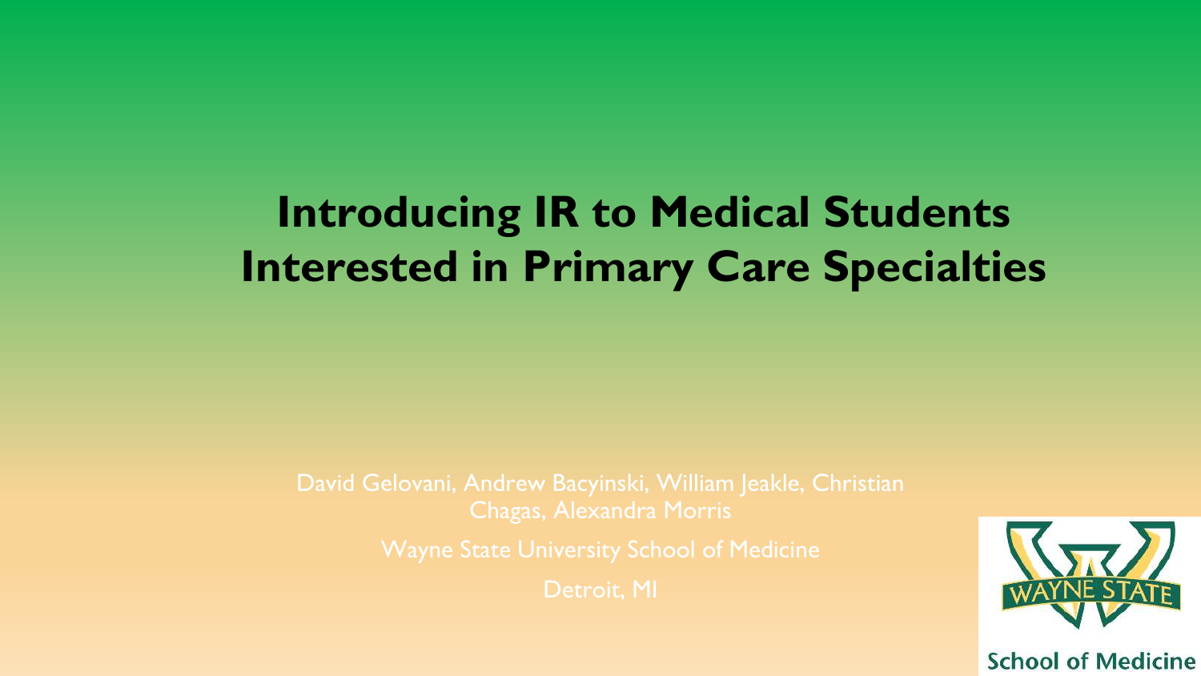# Introducing IR to Medical Students Interested in Primary Care Specialties

David Gelovani, Andrew Bacyinski, William Jeakle, Christian Chagas, Alexandra Morris

Wayne State University School of Medicine

Detroit, MI

School of Medicine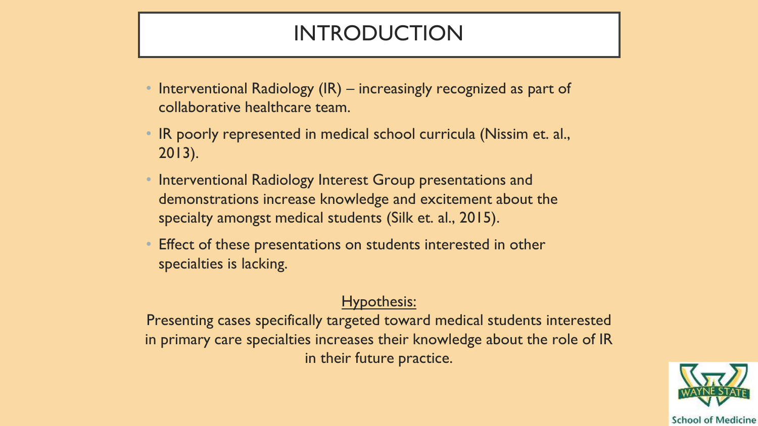# INTRODUCTION

- Interventional Radiology (IR) – increasingly recognized as part of collaborative healthcare team.
- IR poorly represented in medical school curricula (Nissim et. al., 2013).
- Interventional Radiology Interest Group presentations and demonstrations increase knowledge and excitement about the specialty amongst medical students (Silk et. al., 2015).
- Effect of these presentations on students interested in other specialties is lacking.

Hypothesis:

Presenting cases specifically targeted toward medical students interested in primary care specialties increases their knowledge about the role of IR in their future practice.

WAYNE STATE School of Medicine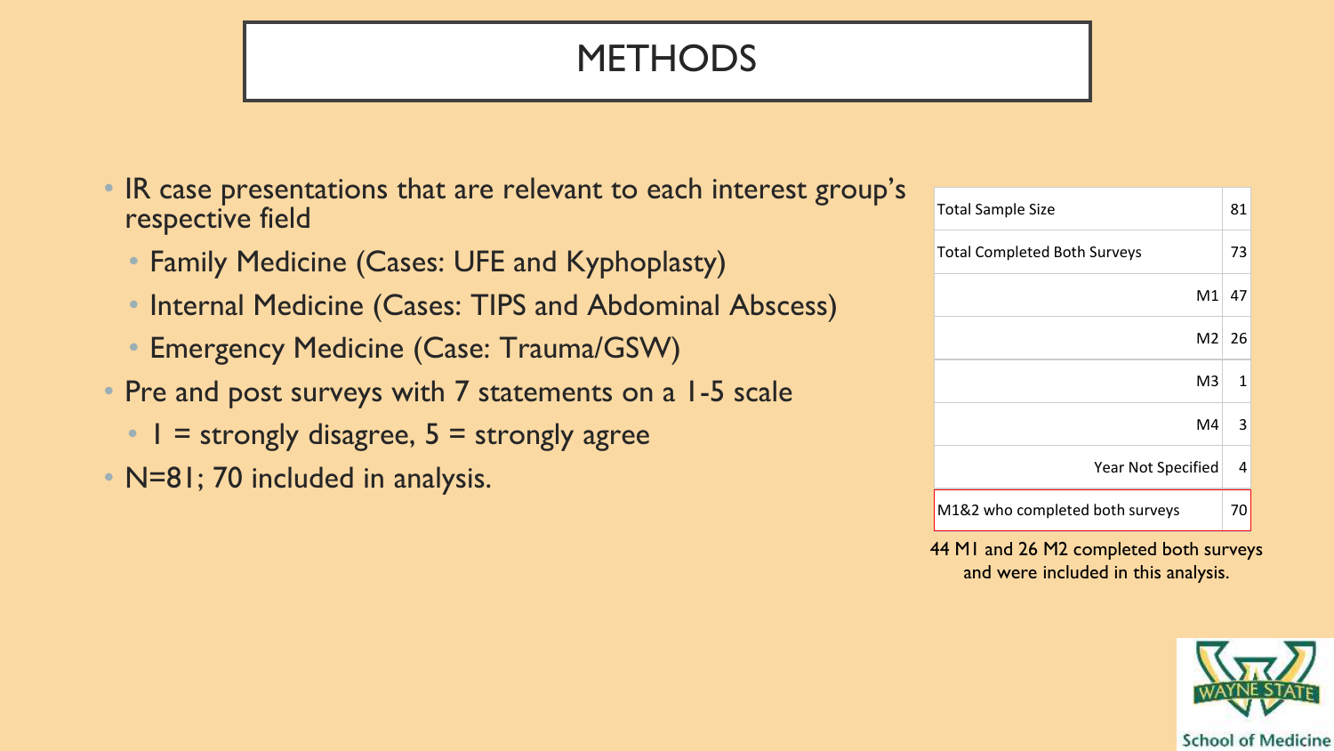# METHODS

- IR case presentations that are relevant to each interest group's respective field
  - Family Medicine (Cases: UFE and Kyphoplasty)
  - Internal Medicine (Cases: TIPS and Abdominal Abscess)
  - Emergency Medicine (Case: Trauma/GSW)
- Pre and post surveys with 7 statements on a 1-5 scale
  - 1 = strongly disagree, 5 = strongly agree
- N=81; 70 included in analysis.

| | |
|---|---|
| Total Sample Size | 81 |
| Total Completed Both Surveys | 73 |
| M1 | 47 |
| M2 | 26 |
| M3 | 1 |
| M4 | 3 |
| Year Not Specified | 4 |
| M1&2 who completed both surveys | 70 |

44 M1 and 26 M2 completed both surveys and were included in this analysis.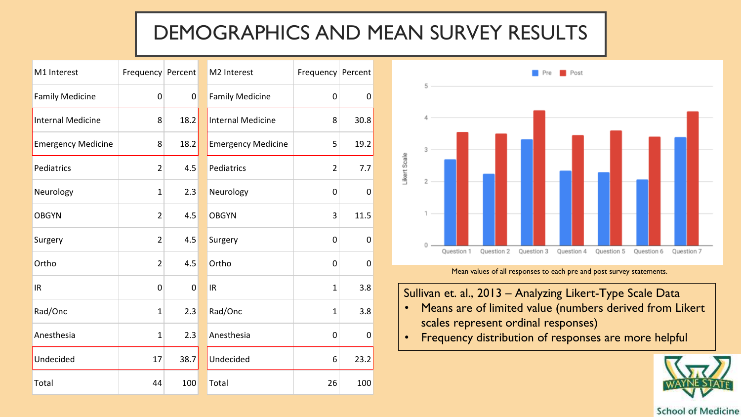# DEMOGRAPHICS AND MEAN SURVEY RESULTS

| M1 Interest | Frequency | Percent |
|---|---|---|
| Family Medicine | 0 | 0 |
| Internal Medicine | 8 | 18.2 |
| Emergency Medicine | 8 | 18.2 |
| Pediatrics | 2 | 4.5 |
| Neurology | 1 | 2.3 |
| OBGYN | 2 | 4.5 |
| Surgery | 2 | 4.5 |
| Ortho | 2 | 4.5 |
| IR | 0 | 0 |
| Rad/Onc | 1 | 2.3 |
| Anesthesia | 1 | 2.3 |
| Undecided | 17 | 38.7 |
| Total | 44 | 100 |

| M2 Interest | Frequency | Percent |
|---|---|---|
| Family Medicine | 0 | 0 |
| Internal Medicine | 8 | 30.8 |
| Emergency Medicine | 5 | 19.2 |
| Pediatrics | 2 | 7.7 |
| Neurology | 0 | 0 |
| OBGYN | 3 | 11.5 |
| Surgery | 0 | 0 |
| Ortho | 0 | 0 |
| IR | 1 | 3.8 |
| Rad/Onc | 1 | 3.8 |
| Anesthesia | 0 | 0 |
| Undecided | 6 | 23.2 |
| Total | 26 | 100 |

Mean values of all responses to each pre and post survey statements.

Sullivan et. al., 2013 – Analyzing Likert-Type Scale Data

- Means are of limited value (numbers derived from Likert scales represent ordinal responses)
- Frequency distribution of responses are more helpful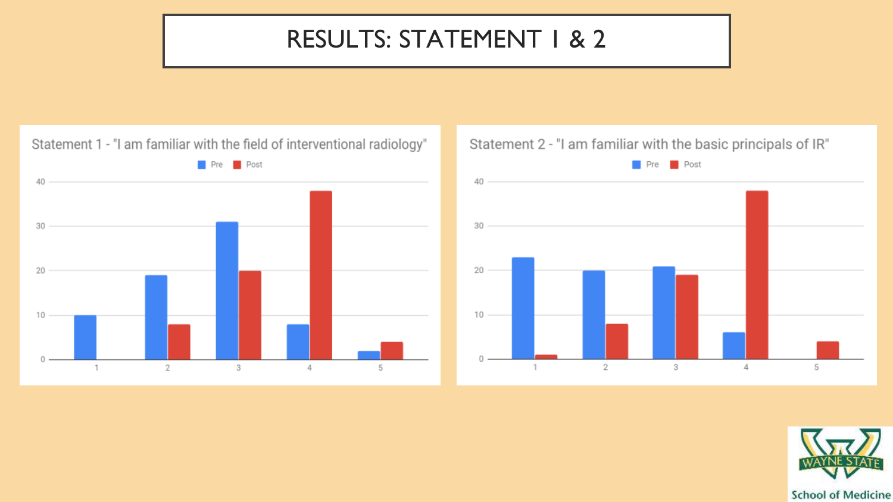# RESULTS: STATEMENT 1 & 2

Statement 1 - "I am familiar with the field of interventional radiology"

| Rating | Pre | Post |
|---|---|---|
| 1 | 10 | 0 |
| 2 | 19 | 8 |
| 3 | 31 | 20 |
| 4 | 8 | 38 |
| 5 | 2 | 4 |

Statement 2 - "I am familiar with the basic principals of IR"

| Rating | Pre | Post |
|---|---|---|
| 1 | 23 | 1 |
| 2 | 20 | 8 |
| 3 | 21 | 19 |
| 4 | 6 | 38 |
| 5 | 0 | 4 |

WAYNE STATE School of Medicine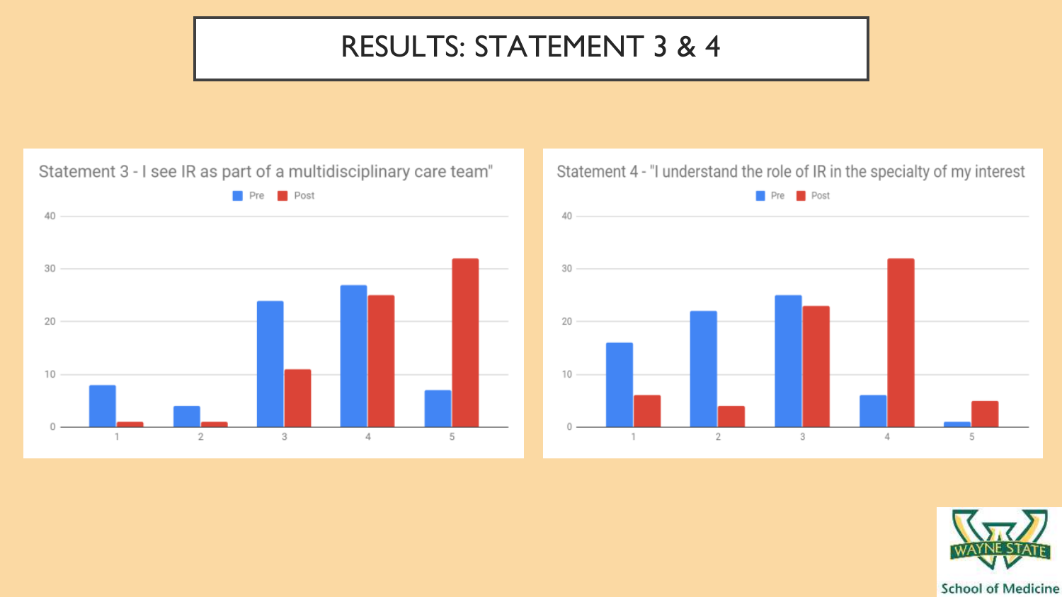# RESULTS: STATEMENT 3 & 4

**Statement 3 - I see IR as part of a multidisciplinary care team"**

Pre / Post

| | 1 | 2 | 3 | 4 | 5 |
|---|---|---|---|---|---|
| Pre | 8 | 4 | 24 | 27 | 7 |
| Post | 1 | 1 | 11 | 25 | 32 |

**Statement 4 - "I understand the role of IR in the specialty of my interest**

Pre / Post

| | 1 | 2 | 3 | 4 | 5 |
|---|---|---|---|---|---|
| Pre | 16 | 22 | 25 | 6 | 1 |
| Post | 6 | 4 | 23 | 32 | 5 |

Wayne State School of Medicine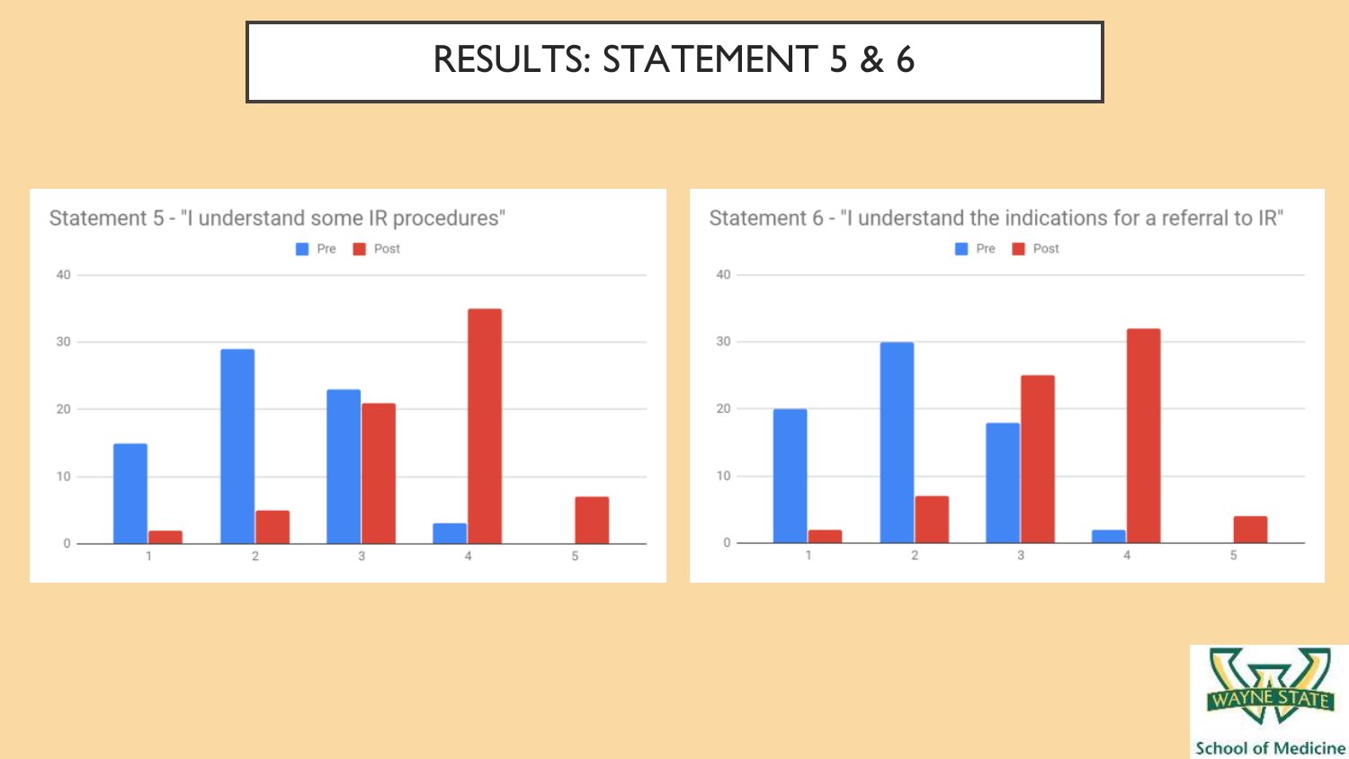# RESULTS: STATEMENT 5 & 6

Statement 5 - "I understand some IR procedures"

Pre / Post

| | 1 | 2 | 3 | 4 | 5 |
|---|---|---|---|---|---|
| Pre | 15 | 29 | 23 | 3 | 0 |
| Post | 2 | 5 | 21 | 35 | 7 |

Statement 6 - "I understand the indications for a referral to IR"

Pre / Post

| | 1 | 2 | 3 | 4 | 5 |
|---|---|---|---|---|---|
| Pre | 20 | 30 | 18 | 2 | 0 |
| Post | 2 | 7 | 25 | 32 | 4 |

WAYNE STATE School of Medicine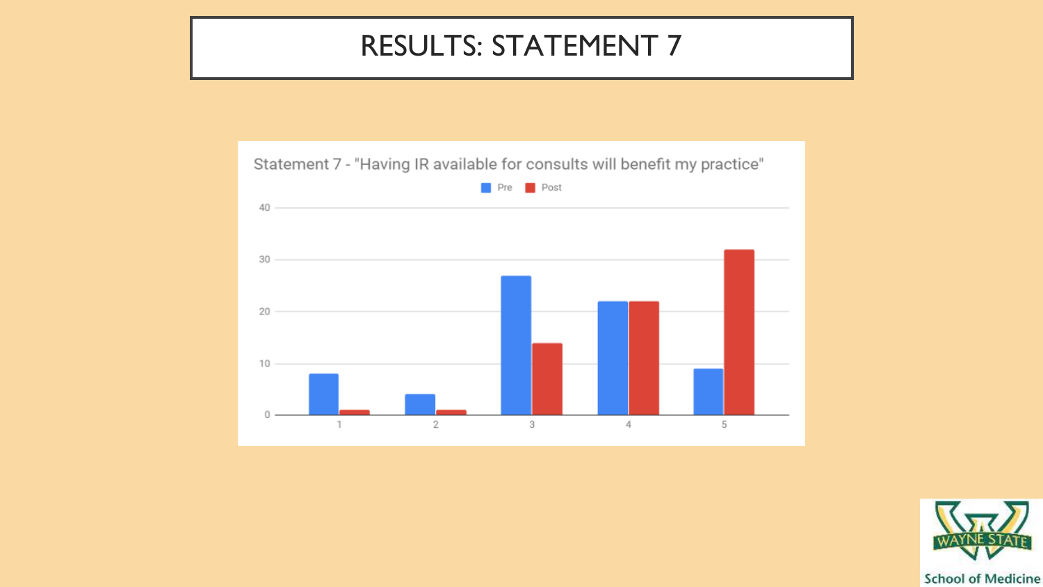# RESULTS: STATEMENT 7

Statement 7 - "Having IR available for consults will benefit my practice"

| Response | Pre | Post |
|---|---|---|
| 1 | 8 | 1 |
| 2 | 4 | 1 |
| 3 | 27 | 14 |
| 4 | 22 | 22 |
| 5 | 9 | 32 |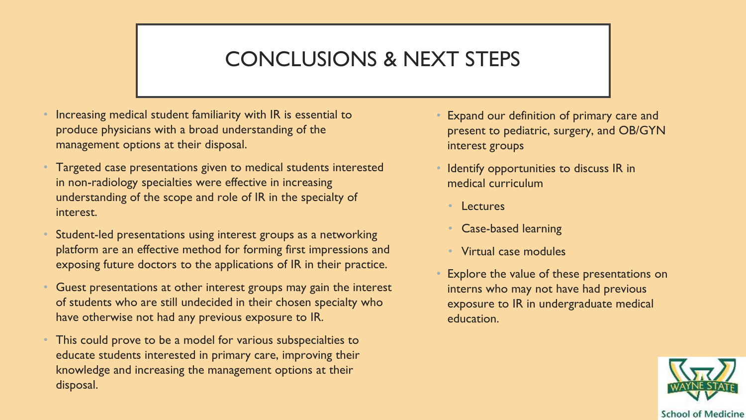# CONCLUSIONS & NEXT STEPS

- Increasing medical student familiarity with IR is essential to produce physicians with a broad understanding of the management options at their disposal.
- Targeted case presentations given to medical students interested in non-radiology specialties were effective in increasing understanding of the scope and role of IR in the specialty of interest.
- Student-led presentations using interest groups as a networking platform are an effective method for forming first impressions and exposing future doctors to the applications of IR in their practice.
- Guest presentations at other interest groups may gain the interest of students who are still undecided in their chosen specialty who have otherwise not had any previous exposure to IR.
- This could prove to be a model for various subspecialties to educate students interested in primary care, improving their knowledge and increasing the management options at their disposal.

- Expand our definition of primary care and present to pediatric, surgery, and OB/GYN interest groups
- Identify opportunities to discuss IR in medical curriculum
  - Lectures
  - Case-based learning
  - Virtual case modules
- Explore the value of these presentations on interns who may not have had previous exposure to IR in undergraduate medical education.

WAYNE STATE School of Medicine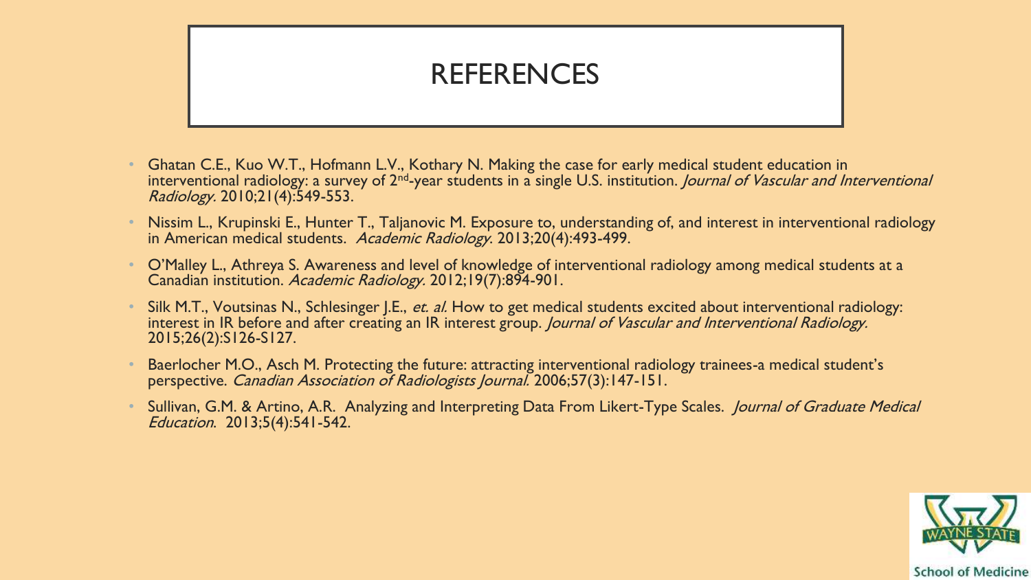# REFERENCES

- Ghatan C.E., Kuo W.T., Hofmann L.V., Kothary N. Making the case for early medical student education in interventional radiology: a survey of 2nd-year students in a single U.S. institution. *Journal of Vascular and Interventional Radiology.* 2010;21(4):549-553.
- Nissim L., Krupinski E., Hunter T., Taljanovic M. Exposure to, understanding of, and interest in interventional radiology in American medical students. *Academic Radiology*. 2013;20(4):493-499.
- O'Malley L., Athreya S. Awareness and level of knowledge of interventional radiology among medical students at a Canadian institution. *Academic Radiology.* 2012;19(7):894-901.
- Silk M.T., Voutsinas N., Schlesinger J.E., *et. al.* How to get medical students excited about interventional radiology: interest in IR before and after creating an IR interest group. *Journal of Vascular and Interventional Radiology.* 2015;26(2):S126-S127.
- Baerlocher M.O., Asch M. Protecting the future: attracting interventional radiology trainees-a medical student's perspective. *Canadian Association of Radiologists Journal.* 2006;57(3):147-151.
- Sullivan, G.M. & Artino, A.R. Analyzing and Interpreting Data From Likert-Type Scales. *Journal of Graduate Medical Education*. 2013;5(4):541-542.

WAYNE STATE School of Medicine